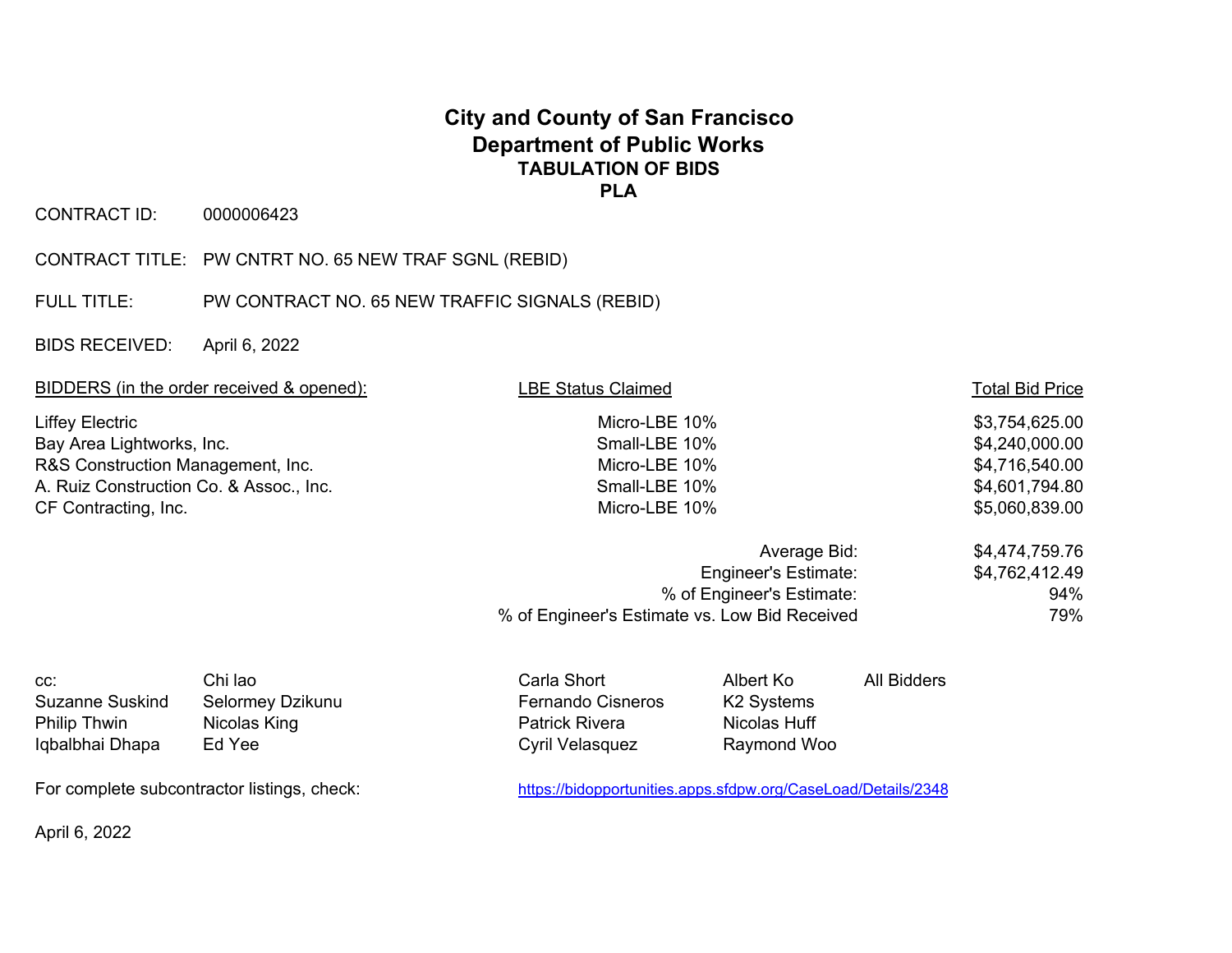# City and County of San Francisco
# Department of Public Works
## TABULATION OF BIDS
## PLA

CONTRACT ID: 0000006423

CONTRACT TITLE: PW CNTRT NO. 65 NEW TRAF SGNL (REBID)

FULL TITLE: PW CONTRACT NO. 65 NEW TRAFFIC SIGNALS (REBID)

BIDS RECEIVED: April 6, 2022

| BIDDERS (in the order received & opened): | LBE Status Claimed | Total Bid Price |
|---|---|---|
| Liffey Electric | Micro-LBE 10% | $3,754,625.00 |
| Bay Area Lightworks, Inc. | Small-LBE 10% | $4,240,000.00 |
| R&S Construction Management, Inc. | Micro-LBE 10% | $4,716,540.00 |
| A. Ruiz Construction Co. & Assoc., Inc. | Small-LBE 10% | $4,601,794.80 |
| CF Contracting, Inc. | Micro-LBE 10% | $5,060,839.00 |

| | |
|---|---|
| Average Bid: | $4,474,759.76 |
| Engineer's Estimate: | $4,762,412.49 |
| % of Engineer's Estimate: | 94% |
| % of Engineer's Estimate vs. Low Bid Received | 79% |

| cc: | Chi Iao | Carla Short | Albert Ko | All Bidders |
|---|---|---|---|---|
| Suzanne Suskind | Selormey Dzikunu | Fernando Cisneros | K2 Systems | |
| Philip Thwin | Nicolas King | Patrick Rivera | Nicolas Huff | |
| Iqbalbhai Dhapa | Ed Yee | Cyril Velasquez | Raymond Woo | |

For complete subcontractor listings, check: https://bidopportunities.apps.sfdpw.org/CaseLoad/Details/2348

April 6, 2022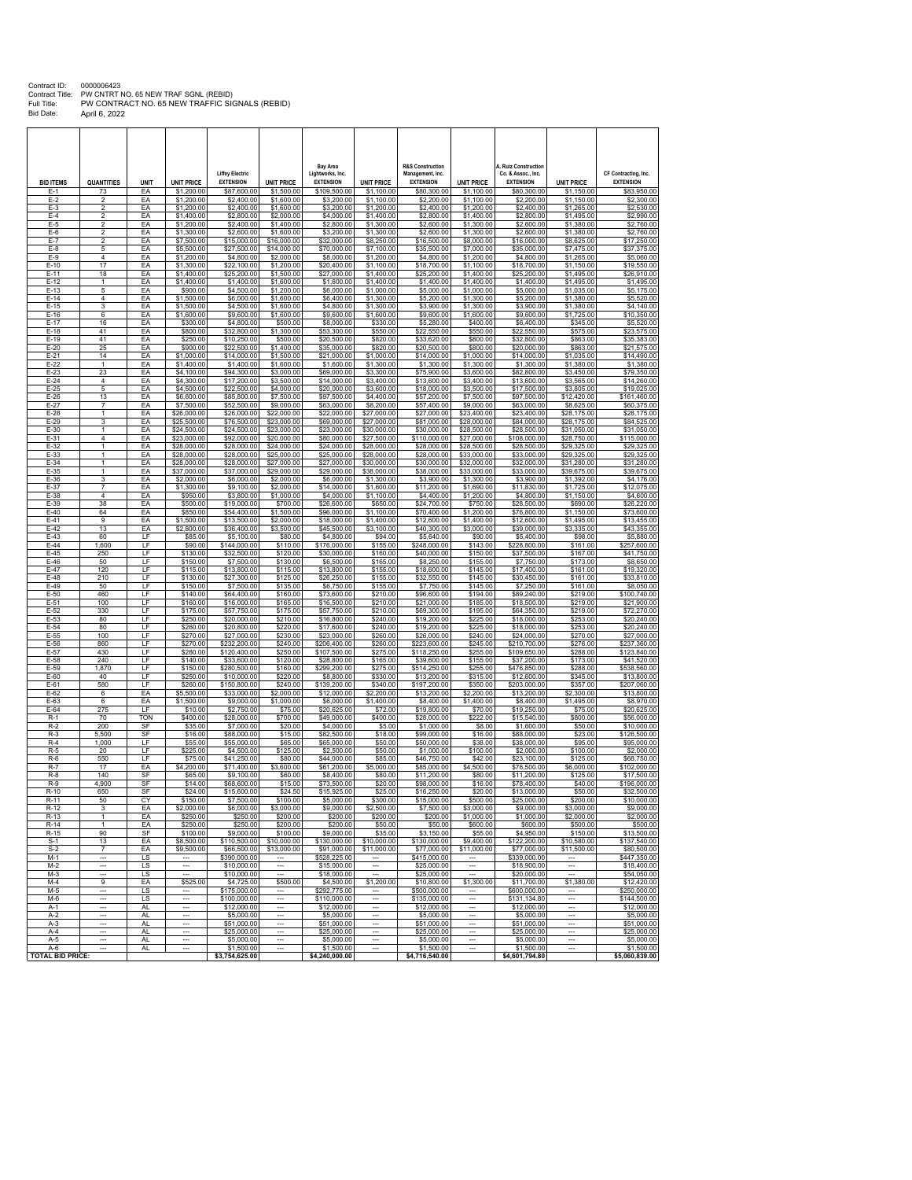Contract ID: 0000006423
Contract Title: PW CNTRT NO. 65 NEW TRAF SGNL (REBID)
Full Title: PW CONTRACT NO. 65 NEW TRAFFIC SIGNALS (REBID)
Bid Date: April 6, 2022

| BID ITEMS | QUANTITIES | UNIT | UNIT PRICE | Liffey Electric EXTENSION | UNIT PRICE | Bay Area Lightworks, Inc. EXTENSION | UNIT PRICE | R&S Construction Management, Inc. EXTENSION | UNIT PRICE | A. Ruiz Construction Co. & Assoc., Inc. EXTENSION | UNIT PRICE | CF Contracting, Inc. EXTENSION |
|---|---|---|---|---|---|---|---|---|---|---|---|---|
| E-1 | 73 | EA | $1,200.00 | $87,600.00 | $1,500.00 | $109,500.00 | $1,100.00 | $80,300.00 | $1,100.00 | $80,300.00 | $1,150.00 | $83,950.00 |
| E-2 | 2 | EA | $1,200.00 | $2,400.00 | $1,600.00 | $3,200.00 | $1,100.00 | $2,200.00 | $1,100.00 | $2,200.00 | $1,150.00 | $2,300.00 |
| E-3 | 2 | EA | $1,200.00 | $2,400.00 | $1,600.00 | $3,200.00 | $1,200.00 | $2,400.00 | $1,200.00 | $2,400.00 | $1,265.00 | $2,530.00 |
| E-4 | 2 | EA | $1,400.00 | $2,800.00 | $2,000.00 | $4,000.00 | $1,400.00 | $2,800.00 | $1,400.00 | $2,800.00 | $1,495.00 | $2,990.00 |
| E-5 | 2 | EA | $1,200.00 | $2,400.00 | $1,400.00 | $2,800.00 | $1,300.00 | $2,600.00 | $1,300.00 | $2,600.00 | $1,380.00 | $2,760.00 |
| E-6 | 2 | EA | $1,300.00 | $2,600.00 | $1,600.00 | $3,200.00 | $1,300.00 | $2,600.00 | $1,300.00 | $2,600.00 | $1,380.00 | $2,760.00 |
| E-7 | 2 | EA | $7,500.00 | $15,000.00 | $16,000.00 | $32,000.00 | $8,250.00 | $16,500.00 | $8,000.00 | $16,000.00 | $8,625.00 | $17,250.00 |
| E-8 | 5 | EA | $5,500.00 | $27,500.00 | $14,000.00 | $70,000.00 | $7,100.00 | $35,500.00 | $7,000.00 | $35,000.00 | $7,475.00 | $37,375.00 |
| E-9 | 4 | EA | $1,200.00 | $4,800.00 | $2,000.00 | $8,000.00 | $1,200.00 | $4,800.00 | $1,200.00 | $4,800.00 | $1,265.00 | $5,060.00 |
| E-10 | 17 | EA | $1,300.00 | $22,100.00 | $1,200.00 | $20,400.00 | $1,100.00 | $18,700.00 | $1,100.00 | $18,700.00 | $1,150.00 | $19,550.00 |
| E-11 | 18 | EA | $1,400.00 | $25,200.00 | $1,500.00 | $27,000.00 | $1,400.00 | $25,200.00 | $1,400.00 | $25,200.00 | $1,495.00 | $26,910.00 |
| E-12 | 1 | EA | $1,400.00 | $1,400.00 | $1,600.00 | $1,600.00 | $1,400.00 | $1,400.00 | $1,400.00 | $1,400.00 | $1,495.00 | $1,495.00 |
| E-13 | 5 | EA | $900.00 | $4,500.00 | $1,200.00 | $6,000.00 | $1,000.00 | $5,000.00 | $1,000.00 | $5,000.00 | $1,035.00 | $5,175.00 |
| E-14 | 4 | EA | $1,500.00 | $6,000.00 | $1,600.00 | $6,400.00 | $1,300.00 | $5,200.00 | $1,300.00 | $5,200.00 | $1,380.00 | $5,520.00 |
| E-15 | 3 | EA | $1,500.00 | $4,500.00 | $1,600.00 | $4,800.00 | $1,300.00 | $3,900.00 | $1,300.00 | $3,900.00 | $1,380.00 | $4,140.00 |
| E-16 | 6 | EA | $1,600.00 | $9,600.00 | $1,600.00 | $9,600.00 | $1,600.00 | $9,600.00 | $1,600.00 | $9,600.00 | $1,725.00 | $10,350.00 |
| E-17 | 16 | EA | $300.00 | $4,800.00 | $500.00 | $8,000.00 | $330.00 | $5,280.00 | $400.00 | $6,400.00 | $345.00 | $5,520.00 |
| E-18 | 41 | EA | $800.00 | $32,800.00 | $1,300.00 | $53,300.00 | $550.00 | $22,550.00 | $550.00 | $22,550.00 | $575.00 | $23,575.00 |
| E-19 | 41 | EA | $250.00 | $10,250.00 | $500.00 | $20,500.00 | $820.00 | $33,620.00 | $800.00 | $32,800.00 | $863.00 | $35,383.00 |
| E-20 | 25 | EA | $900.00 | $22,500.00 | $1,400.00 | $35,000.00 | $820.00 | $20,500.00 | $800.00 | $20,000.00 | $863.00 | $21,575.00 |
| E-21 | 14 | EA | $1,000.00 | $14,000.00 | $1,500.00 | $21,000.00 | $1,000.00 | $14,000.00 | $1,000.00 | $14,000.00 | $1,035.00 | $14,490.00 |
| E-22 | 1 | EA | $1,400.00 | $1,400.00 | $1,600.00 | $1,600.00 | $1,300.00 | $1,300.00 | $1,300.00 | $1,300.00 | $1,380.00 | $1,380.00 |
| E-23 | 23 | EA | $4,100.00 | $94,300.00 | $3,000.00 | $69,000.00 | $3,300.00 | $75,900.00 | $3,600.00 | $82,800.00 | $3,450.00 | $79,350.00 |
| E-24 | 4 | EA | $4,300.00 | $17,200.00 | $3,500.00 | $14,000.00 | $3,400.00 | $13,600.00 | $3,400.00 | $13,600.00 | $3,565.00 | $14,260.00 |
| E-25 | 5 | EA | $4,500.00 | $22,500.00 | $4,000.00 | $20,000.00 | $3,600.00 | $18,000.00 | $3,500.00 | $17,500.00 | $3,805.00 | $19,025.00 |
| E-26 | 13 | EA | $6,600.00 | $85,800.00 | $7,500.00 | $97,500.00 | $4,400.00 | $57,200.00 | $7,500.00 | $97,500.00 | $12,420.00 | $161,460.00 |
| E-27 | 7 | EA | $7,500.00 | $52,500.00 | $9,000.00 | $63,000.00 | $8,200.00 | $57,400.00 | $9,000.00 | $63,000.00 | $8,625.00 | $60,375.00 |
| E-28 | 1 | EA | $26,000.00 | $26,000.00 | $22,000.00 | $22,000.00 | $27,000.00 | $27,000.00 | $23,400.00 | $23,400.00 | $28,175.00 | $28,175.00 |
| E-29 | 3 | EA | $25,500.00 | $76,500.00 | $23,000.00 | $69,000.00 | $27,000.00 | $81,000.00 | $28,000.00 | $84,000.00 | $28,175.00 | $84,525.00 |
| E-30 | 1 | EA | $24,500.00 | $24,500.00 | $23,000.00 | $23,000.00 | $30,000.00 | $30,000.00 | $28,500.00 | $28,500.00 | $31,050.00 | $31,050.00 |
| E-31 | 4 | EA | $23,000.00 | $92,000.00 | $20,000.00 | $80,000.00 | $27,500.00 | $110,000.00 | $27,000.00 | $108,000.00 | $28,750.00 | $115,000.00 |
| E-32 | 1 | EA | $28,000.00 | $28,000.00 | $24,000.00 | $24,000.00 | $28,000.00 | $28,000.00 | $28,500.00 | $28,500.00 | $29,325.00 | $29,325.00 |
| E-33 | 1 | EA | $28,000.00 | $28,000.00 | $25,000.00 | $25,000.00 | $28,000.00 | $28,000.00 | $33,000.00 | $33,000.00 | $29,325.00 | $29,325.00 |
| E-34 | 1 | EA | $28,000.00 | $28,000.00 | $27,000.00 | $27,000.00 | $30,000.00 | $30,000.00 | $32,000.00 | $32,000.00 | $31,280.00 | $31,280.00 |
| E-35 | 1 | EA | $37,000.00 | $37,000.00 | $29,000.00 | $29,000.00 | $38,000.00 | $38,000.00 | $33,000.00 | $33,000.00 | $39,675.00 | $39,675.00 |
| E-36 | 3 | EA | $2,000.00 | $6,000.00 | $2,000.00 | $6,000.00 | $1,300.00 | $3,900.00 | $1,300.00 | $3,900.00 | $1,392.00 | $4,176.00 |
| E-37 | 7 | EA | $1,300.00 | $9,100.00 | $2,000.00 | $14,000.00 | $1,600.00 | $11,200.00 | $1,690.00 | $11,830.00 | $1,725.00 | $12,075.00 |
| E-38 | 4 | EA | $950.00 | $3,800.00 | $1,000.00 | $4,000.00 | $1,100.00 | $4,400.00 | $1,200.00 | $4,800.00 | $1,150.00 | $4,600.00 |
| E-39 | 38 | EA | $500.00 | $19,000.00 | $700.00 | $26,600.00 | $650.00 | $24,700.00 | $750.00 | $28,500.00 | $690.00 | $26,220.00 |
| E-40 | 64 | EA | $850.00 | $54,400.00 | $1,500.00 | $96,000.00 | $1,100.00 | $70,400.00 | $1,200.00 | $76,800.00 | $1,150.00 | $73,600.00 |
| E-41 | 9 | EA | $1,500.00 | $13,500.00 | $2,000.00 | $18,000.00 | $1,400.00 | $12,600.00 | $1,400.00 | $12,600.00 | $1,495.00 | $13,455.00 |
| E-42 | 13 | EA | $2,800.00 | $36,400.00 | $3,500.00 | $45,500.00 | $3,100.00 | $40,300.00 | $3,000.00 | $39,000.00 | $3,335.00 | $43,355.00 |
| E-43 | 60 | LF | $85.00 | $5,100.00 | $80.00 | $4,800.00 | $94.00 | $5,640.00 | $90.00 | $5,400.00 | $98.00 | $5,880.00 |
| E-44 | 1,600 | LF | $90.00 | $144,000.00 | $110.00 | $176,000.00 | $155.00 | $248,000.00 | $143.00 | $228,800.00 | $161.00 | $257,600.00 |
| E-45 | 250 | LF | $130.00 | $32,500.00 | $120.00 | $30,000.00 | $160.00 | $40,000.00 | $150.00 | $37,500.00 | $167.00 | $41,750.00 |
| E-46 | 50 | LF | $150.00 | $7,500.00 | $130.00 | $6,500.00 | $165.00 | $8,250.00 | $155.00 | $7,750.00 | $173.00 | $8,650.00 |
| E-47 | 120 | LF | $115.00 | $13,800.00 | $115.00 | $13,800.00 | $155.00 | $18,600.00 | $145.00 | $17,400.00 | $161.00 | $19,320.00 |
| E-48 | 210 | LF | $130.00 | $27,300.00 | $125.00 | $26,250.00 | $155.00 | $32,550.00 | $145.00 | $30,450.00 | $161.00 | $33,810.00 |
| E-49 | 50 | LF | $150.00 | $7,500.00 | $135.00 | $6,750.00 | $155.00 | $7,750.00 | $145.00 | $7,250.00 | $161.00 | $8,050.00 |
| E-50 | 460 | LF | $140.00 | $64,400.00 | $160.00 | $73,600.00 | $210.00 | $96,600.00 | $194.00 | $89,240.00 | $219.00 | $100,740.00 |
| E-51 | 100 | LF | $160.00 | $16,000.00 | $165.00 | $16,500.00 | $210.00 | $21,000.00 | $185.00 | $18,500.00 | $219.00 | $21,900.00 |
| E-52 | 330 | LF | $175.00 | $57,750.00 | $175.00 | $57,750.00 | $210.00 | $69,300.00 | $195.00 | $64,350.00 | $219.00 | $72,270.00 |
| E-53 | 80 | LF | $250.00 | $20,000.00 | $210.00 | $16,800.00 | $240.00 | $19,200.00 | $225.00 | $18,000.00 | $253.00 | $20,240.00 |
| E-54 | 80 | LF | $260.00 | $20,800.00 | $220.00 | $17,600.00 | $240.00 | $19,200.00 | $225.00 | $18,000.00 | $253.00 | $20,240.00 |
| E-55 | 100 | LF | $270.00 | $27,000.00 | $230.00 | $23,000.00 | $260.00 | $26,000.00 | $240.00 | $24,000.00 | $270.00 | $27,000.00 |
| E-56 | 860 | LF | $270.00 | $232,200.00 | $240.00 | $206,400.00 | $260.00 | $223,600.00 | $245.00 | $210,700.00 | $276.00 | $237,360.00 |
| E-57 | 430 | LF | $280.00 | $120,400.00 | $250.00 | $107,500.00 | $275.00 | $118,250.00 | $255.00 | $109,650.00 | $288.00 | $123,840.00 |
| E-58 | 240 | LF | $140.00 | $33,600.00 | $120.00 | $28,800.00 | $165.00 | $39,600.00 | $155.00 | $37,200.00 | $173.00 | $41,520.00 |
| E-59 | 1,870 | LF | $150.00 | $280,500.00 | $160.00 | $299,200.00 | $275.00 | $514,250.00 | $255.00 | $476,850.00 | $288.00 | $538,560.00 |
| E-60 | 40 | LF | $250.00 | $10,000.00 | $220.00 | $8,800.00 | $330.00 | $13,200.00 | $315.00 | $12,600.00 | $345.00 | $13,800.00 |
| E-61 | 580 | LF | $260.00 | $150,800.00 | $240.00 | $139,200.00 | $340.00 | $197,200.00 | $350.00 | $203,000.00 | $357.00 | $207,060.00 |
| E-62 | 6 | EA | $5,500.00 | $33,000.00 | $2,000.00 | $12,000.00 | $2,200.00 | $13,200.00 | $2,200.00 | $13,200.00 | $2,300.00 | $13,800.00 |
| E-63 | 6 | EA | $1,500.00 | $9,000.00 | $1,000.00 | $6,000.00 | $1,400.00 | $8,400.00 | $1,400.00 | $8,400.00 | $1,495.00 | $8,970.00 |
| E-64 | 275 | LF | $10.00 | $2,750.00 | $75.00 | $20,625.00 | $72.00 | $19,800.00 | $70.00 | $19,250.00 | $75.00 | $20,625.00 |
| R-1 | 70 | TON | $400.00 | $28,000.00 | $700.00 | $49,000.00 | $400.00 | $28,000.00 | $222.00 | $15,540.00 | $800.00 | $56,000.00 |
| R-2 | 200 | SF | $35.00 | $7,000.00 | $20.00 | $4,000.00 | $5.00 | $1,000.00 | $8.00 | $1,600.00 | $50.00 | $10,000.00 |
| R-3 | 5,500 | SF | $16.00 | $88,000.00 | $15.00 | $82,500.00 | $18.00 | $99,000.00 | $16.00 | $88,000.00 | $23.00 | $126,500.00 |
| R-4 | 1,000 | LF | $55.00 | $55,000.00 | $65.00 | $65,000.00 | $50.00 | $50,000.00 | $38.00 | $38,000.00 | $95.00 | $95,000.00 |
| R-5 | 20 | LF | $225.00 | $4,500.00 | $125.00 | $2,500.00 | $50.00 | $1,000.00 | $100.00 | $2,000.00 | $100.00 | $2,000.00 |
| R-6 | 550 | LF | $75.00 | $41,250.00 | $80.00 | $44,000.00 | $85.00 | $46,750.00 | $42.00 | $23,100.00 | $125.00 | $68,750.00 |
| R-7 | 17 | EA | $4,200.00 | $71,400.00 | $3,600.00 | $61,200.00 | $5,000.00 | $85,000.00 | $4,500.00 | $76,500.00 | $6,000.00 | $102,000.00 |
| R-8 | 140 | SF | $65.00 | $9,100.00 | $60.00 | $8,400.00 | $80.00 | $11,200.00 | $80.00 | $11,200.00 | $125.00 | $17,500.00 |
| R-9 | 4,900 | SF | $14.00 | $68,600.00 | $15.00 | $73,500.00 | $20.00 | $98,000.00 | $16.00 | $78,400.00 | $40.00 | $196,000.00 |
| R-10 | 650 | SF | $24.00 | $15,600.00 | $24.50 | $15,925.00 | $25.00 | $16,250.00 | $20.00 | $13,000.00 | $50.00 | $32,500.00 |
| R-11 | 50 | CY | $150.00 | $7,500.00 | $100.00 | $5,000.00 | $300.00 | $15,000.00 | $500.00 | $25,000.00 | $200.00 | $10,000.00 |
| R-12 | 3 | EA | $2,000.00 | $6,000.00 | $3,000.00 | $9,000.00 | $2,500.00 | $7,500.00 | $3,000.00 | $9,000.00 | $3,000.00 | $9,000.00 |
| R-13 | 1 | EA | $250.00 | $250.00 | $200.00 | $200.00 | $200.00 | $200.00 | $1,000.00 | $1,000.00 | $2,000.00 | $2,000.00 |
| R-14 | 1 | EA | $250.00 | $250.00 | $200.00 | $200.00 | $50.00 | $50.00 | $600.00 | $600.00 | $500.00 | $500.00 |
| R-15 | 90 | SF | $100.00 | $9,000.00 | $100.00 | $9,000.00 | $35.00 | $3,150.00 | $55.00 | $4,950.00 | $150.00 | $13,500.00 |
| S-1 | 13 | EA | $8,500.00 | $110,500.00 | $10,000.00 | $130,000.00 | $10,000.00 | $130,000.00 | $9,400.00 | $122,200.00 | $10,580.00 | $137,540.00 |
| S-2 | 7 | EA | $9,500.00 | $66,500.00 | $13,000.00 | $91,000.00 | $11,000.00 | $77,000.00 | $11,000.00 | $77,000.00 | $11,500.00 | $80,500.00 |
| M-1 | --- | LS | --- | $390,000.00 | --- | $528,225.00 | --- | $415,000.00 | --- | $339,000.00 | --- | $447,350.00 |
| M-2 | --- | LS | --- | $10,000.00 | --- | $15,000.00 | --- | $25,000.00 | --- | $18,900.00 | --- | $18,400.00 |
| M-3 | --- | LS | --- | $10,000.00 | --- | $18,000.00 | --- | $25,000.00 | --- | $20,000.00 | --- | $54,050.00 |
| M-4 | 9 | EA | $525.00 | $4,725.00 | $500.00 | $4,500.00 | $1,200.00 | $10,800.00 | $1,300.00 | $11,700.00 | $1,380.00 | $12,420.00 |
| M-5 | --- | LS | --- | $175,000.00 | --- | $292,775.00 | --- | $500,000.00 | --- | $600,000.00 | --- | $250,000.00 |
| M-6 | --- | LS | --- | $100,000.00 | --- | $110,000.00 | --- | $135,000.00 | --- | $131,134.80 | --- | $144,500.00 |
| A-1 | --- | AL | --- | $12,000.00 | --- | $12,000.00 | --- | $12,000.00 | --- | $12,000.00 | --- | $12,000.00 |
| A-2 | --- | AL | --- | $5,000.00 | --- | $5,000.00 | --- | $5,000.00 | --- | $5,000.00 | --- | $5,000.00 |
| A-3 | --- | AL | --- | $51,000.00 | --- | $51,000.00 | --- | $51,000.00 | --- | $51,000.00 | --- | $51,000.00 |
| A-4 | --- | AL | --- | $25,000.00 | --- | $25,000.00 | --- | $25,000.00 | --- | $25,000.00 | --- | $25,000.00 |
| A-5 | --- | AL | --- | $5,000.00 | --- | $5,000.00 | --- | $5,000.00 | --- | $5,000.00 | --- | $5,000.00 |
| A-6 | --- | AL | --- | $1,500.00 | --- | $1,500.00 | --- | $1,500.00 | --- | $1,500.00 | --- | $1,500.00 |
| **TOTAL BID PRICE:** | | | | **$3,754,625.00** | | **$4,240,000.00** | | **$4,716,540.00** | | **$4,601,794.80** | | **$5,060,839.00** |